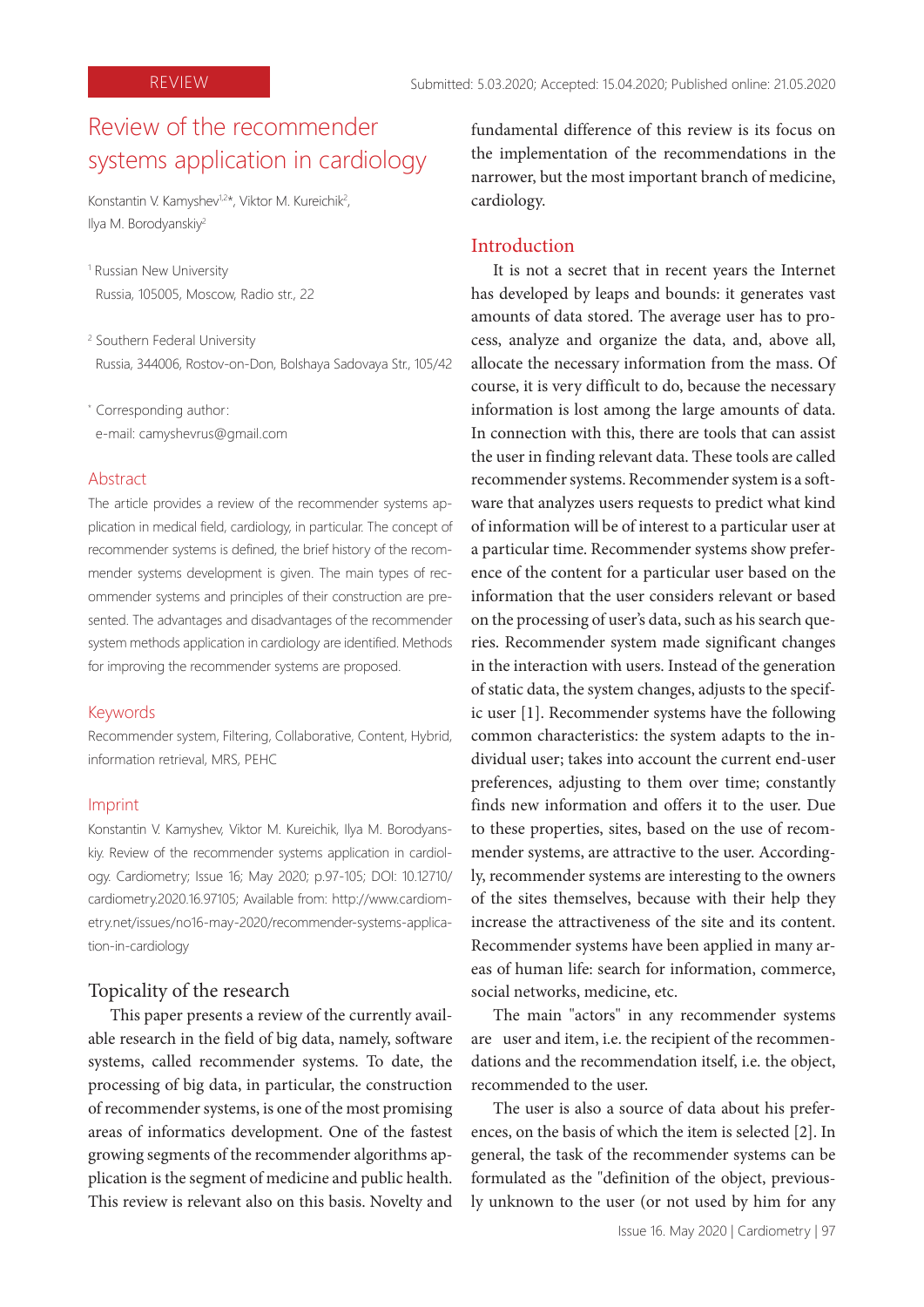REVIEW

Submitted: 5.03.2020; Accepted: 15.04.2020; Published online: 21.05.2020

# Review of the recommender systems application in cardiology

Konstantin V. Kamyshev[1,2*], Viktor M. Kureichik[2], Ilya M. Borodyanskiy[2]

[1] Russian New University
Russia, 105005, Moscow, Radio str., 22

[2] Southern Federal University
Russia, 344006, Rostov-on-Don, Bolshaya Sadovaya Str., 105/42

[*] Corresponding author:
e-mail: camyshevrus@gmail.com

## Abstract

The article provides a review of the recommender systems application in medical field, cardiology, in particular. The concept of recommender systems is defined, the brief history of the recommender systems development is given. The main types of recommender systems and principles of their construction are presented. The advantages and disadvantages of the recommender system methods application in cardiology are identified. Methods for improving the recommender systems are proposed.

## Keywords

Recommender system, Filtering, Collaborative, Content, Hybrid, information retrieval, MRS, PEHC

## Imprint

Konstantin V. Kamyshev, Viktor M. Kureichik, Ilya M. Borodyanskiy. Review of the recommender systems application in cardiology. Cardiometry; Issue 16; May 2020; p.97-105; DOI: 10.12710/cardiometry.2020.16.97105; Available from: http://www.cardiometry.net/issues/no16-may-2020/recommender-systems-application-in-cardiology

## Topicality of the research

This paper presents a review of the currently available research in the field of big data, namely, software systems, called recommender systems. To date, the processing of big data, in particular, the construction of recommender systems, is one of the most promising areas of informatics development. One of the fastest growing segments of the recommender algorithms application is the segment of medicine and public health. This review is relevant also on this basis. Novelty and fundamental difference of this review is its focus on the implementation of the recommendations in the narrower, but the most important branch of medicine, cardiology.

## Introduction

It is not a secret that in recent years the Internet has developed by leaps and bounds: it generates vast amounts of data stored. The average user has to process, analyze and organize the data, and, above all, allocate the necessary information from the mass. Of course, it is very difficult to do, because the necessary information is lost among the large amounts of data. In connection with this, there are tools that can assist the user in finding relevant data. These tools are called recommender systems. Recommender system is a software that analyzes users requests to predict what kind of information will be of interest to a particular user at a particular time. Recommender systems show preference of the content for a particular user based on the information that the user considers relevant or based on the processing of user's data, such as his search queries. Recommender system made significant changes in the interaction with users. Instead of the generation of static data, the system changes, adjusts to the specific user [1]. Recommender systems have the following common characteristics: the system adapts to the individual user; takes into account the current end-user preferences, adjusting to them over time; constantly finds new information and offers it to the user. Due to these properties, sites, based on the use of recommender systems, are attractive to the user. Accordingly, recommender systems are interesting to the owners of the sites themselves, because with their help they increase the attractiveness of the site and its content. Recommender systems have been applied in many areas of human life: search for information, commerce, social networks, medicine, etc.

The main "actors" in any recommender systems are user and item, i.e. the recipient of the recommendations and the recommendation itself, i.e. the object, recommended to the user.

The user is also a source of data about his preferences, on the basis of which the item is selected [2]. In general, the task of the recommender systems can be formulated as the "definition of the object, previously unknown to the user (or not used by him for any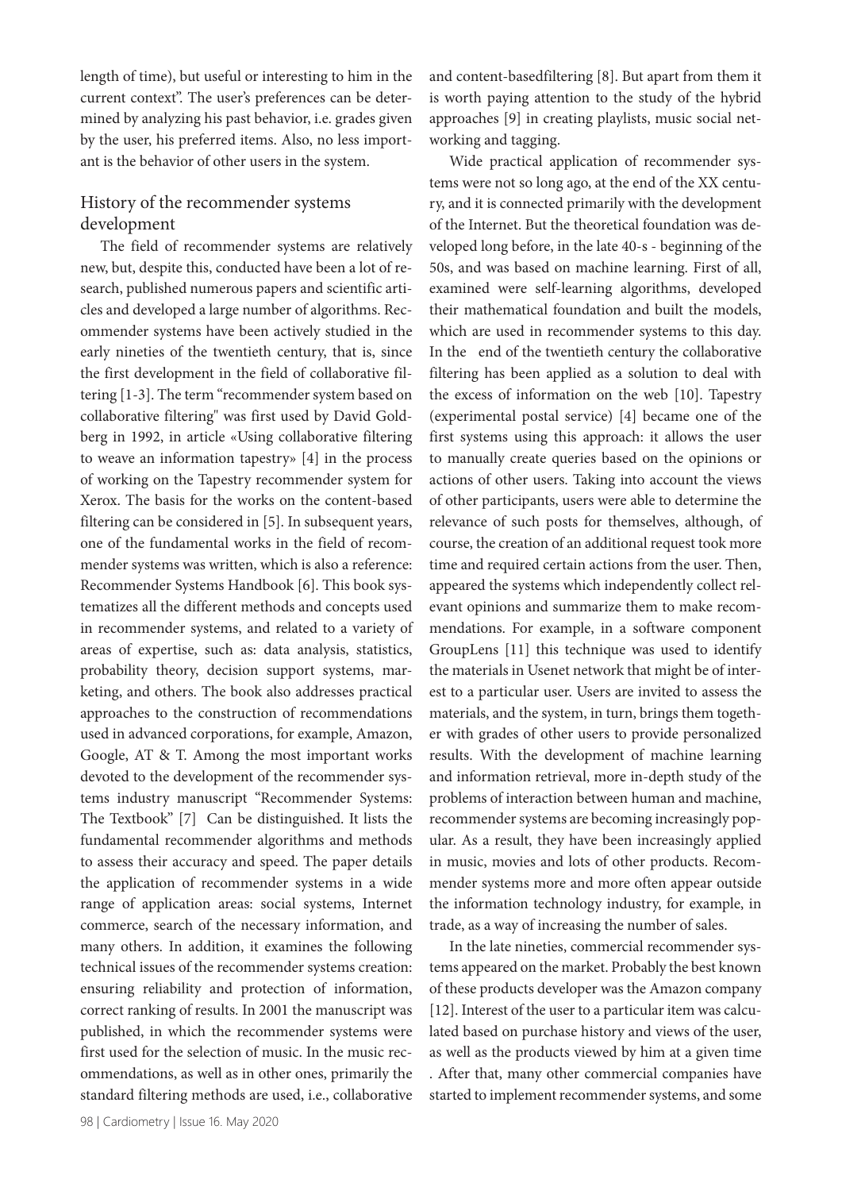length of time), but useful or interesting to him in the current context". The user's preferences can be determined by analyzing his past behavior, i.e. grades given by the user, his preferred items. Also, no less important is the behavior of other users in the system.

## History of the recommender systems development

The field of recommender systems are relatively new, but, despite this, conducted have been a lot of research, published numerous papers and scientific articles and developed a large number of algorithms. Recommender systems have been actively studied in the early nineties of the twentieth century, that is, since the first development in the field of collaborative filtering [1-3]. The term "recommender system based on collaborative filtering" was first used by David Goldberg in 1992, in article «Using collaborative filtering to weave an information tapestry» [4] in the process of working on the Tapestry recommender system for Xerox. The basis for the works on the content-based filtering can be considered in [5]. In subsequent years, one of the fundamental works in the field of recommender systems was written, which is also a reference: Recommender Systems Handbook [6]. This book systematizes all the different methods and concepts used in recommender systems, and related to a variety of areas of expertise, such as: data analysis, statistics, probability theory, decision support systems, marketing, and others. The book also addresses practical approaches to the construction of recommendations used in advanced corporations, for example, Amazon, Google, AT & T. Among the most important works devoted to the development of the recommender systems industry manuscript "Recommender Systems: The Textbook" [7] Can be distinguished. It lists the fundamental recommender algorithms and methods to assess their accuracy and speed. The paper details the application of recommender systems in a wide range of application areas: social systems, Internet commerce, search of the necessary information, and many others. In addition, it examines the following technical issues of the recommender systems creation: ensuring reliability and protection of information, correct ranking of results. In 2001 the manuscript was published, in which the recommender systems were first used for the selection of music. In the music recommendations, as well as in other ones, primarily the standard filtering methods are used, i.e., collaborative and content-basedfiltering [8]. But apart from them it is worth paying attention to the study of the hybrid approaches [9] in creating playlists, music social networking and tagging.

Wide practical application of recommender systems were not so long ago, at the end of the XX century, and it is connected primarily with the development of the Internet. But the theoretical foundation was developed long before, in the late 40-s - beginning of the 50s, and was based on machine learning. First of all, examined were self-learning algorithms, developed their mathematical foundation and built the models, which are used in recommender systems to this day. In the end of the twentieth century the collaborative filtering has been applied as a solution to deal with the excess of information on the web [10]. Tapestry (experimental postal service) [4] became one of the first systems using this approach: it allows the user to manually create queries based on the opinions or actions of other users. Taking into account the views of other participants, users were able to determine the relevance of such posts for themselves, although, of course, the creation of an additional request took more time and required certain actions from the user. Then, appeared the systems which independently collect relevant opinions and summarize them to make recommendations. For example, in a software component GroupLens [11] this technique was used to identify the materials in Usenet network that might be of interest to a particular user. Users are invited to assess the materials, and the system, in turn, brings them together with grades of other users to provide personalized results. With the development of machine learning and information retrieval, more in-depth study of the problems of interaction between human and machine, recommender systems are becoming increasingly popular. As a result, they have been increasingly applied in music, movies and lots of other products. Recommender systems more and more often appear outside the information technology industry, for example, in trade, as a way of increasing the number of sales.

In the late nineties, commercial recommender systems appeared on the market. Probably the best known of these products developer was the Amazon company [12]. Interest of the user to a particular item was calculated based on purchase history and views of the user, as well as the products viewed by him at a given time . After that, many other commercial companies have started to implement recommender systems, and some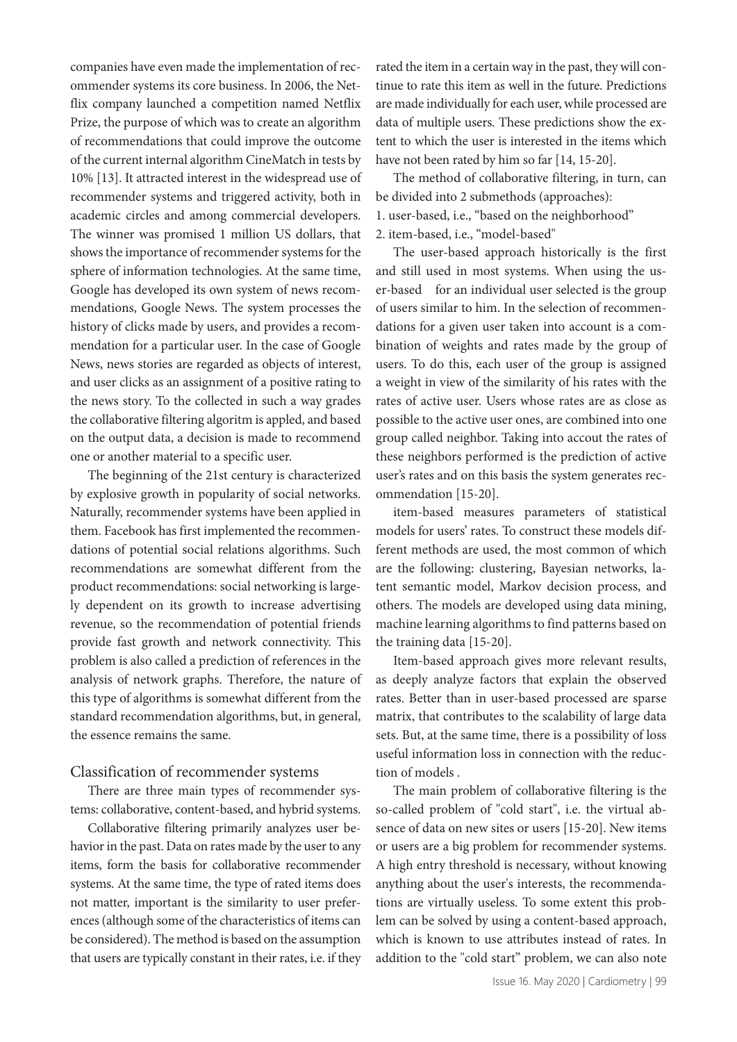companies have even made the implementation of recommender systems its core business. In 2006, the Netflix company launched a competition named Netflix Prize, the purpose of which was to create an algorithm of recommendations that could improve the outcome of the current internal algorithm CineMatch in tests by 10% [13]. It attracted interest in the widespread use of recommender systems and triggered activity, both in academic circles and among commercial developers. The winner was promised 1 million US dollars, that shows the importance of recommender systems for the sphere of information technologies. At the same time, Google has developed its own system of news recommendations, Google News. The system processes the history of clicks made by users, and provides a recommendation for a particular user. In the case of Google News, news stories are regarded as objects of interest, and user clicks as an assignment of a positive rating to the news story. To the collected in such a way grades the collaborative filtering algoritm is appled, and based on the output data, a decision is made to recommend one or another material to a specific user.

The beginning of the 21st century is characterized by explosive growth in popularity of social networks. Naturally, recommender systems have been applied in them. Facebook has first implemented the recommendations of potential social relations algorithms. Such recommendations are somewhat different from the product recommendations: social networking is largely dependent on its growth to increase advertising revenue, so the recommendation of potential friends provide fast growth and network connectivity. This problem is also called a prediction of references in the analysis of network graphs. Therefore, the nature of this type of algorithms is somewhat different from the standard recommendation algorithms, but, in general, the essence remains the same.

## Classification of recommender systems

There are three main types of recommender systems: collaborative, content-based, and hybrid systems.

Collaborative filtering primarily analyzes user behavior in the past. Data on rates made by the user to any items, form the basis for collaborative recommender systems. At the same time, the type of rated items does not matter, important is the similarity to user preferences (although some of the characteristics of items can be considered). The method is based on the assumption that users are typically constant in their rates, i.e. if they rated the item in a certain way in the past, they will continue to rate this item as well in the future. Predictions are made individually for each user, while processed are data of multiple users. These predictions show the extent to which the user is interested in the items which have not been rated by him so far [14, 15-20].

The method of collaborative filtering, in turn, can be divided into 2 submethods (approaches):

1. user-based, i.e., "based on the neighborhood"
2. item-based, i.e., "model-based"

The user-based approach historically is the first and still used in most systems. When using the user-based for an individual user selected is the group of users similar to him. In the selection of recommendations for a given user taken into account is a combination of weights and rates made by the group of users. To do this, each user of the group is assigned a weight in view of the similarity of his rates with the rates of active user. Users whose rates are as close as possible to the active user ones, are combined into one group called neighbor. Taking into accout the rates of these neighbors performed is the prediction of active user's rates and on this basis the system generates recommendation [15-20].

item-based measures parameters of statistical models for users' rates. To construct these models different methods are used, the most common of which are the following: clustering, Bayesian networks, latent semantic model, Markov decision process, and others. The models are developed using data mining, machine learning algorithms to find patterns based on the training data [15-20].

Item-based approach gives more relevant results, as deeply analyze factors that explain the observed rates. Better than in user-based processed are sparse matrix, that contributes to the scalability of large data sets. But, at the same time, there is a possibility of loss useful information loss in connection with the reduction of models .

The main problem of collaborative filtering is the so-called problem of "cold start", i.e. the virtual absence of data on new sites or users [15-20]. New items or users are a big problem for recommender systems. A high entry threshold is necessary, without knowing anything about the user's interests, the recommendations are virtually useless. To some extent this problem can be solved by using a content-based approach, which is known to use attributes instead of rates. In addition to the "cold start" problem, we can also note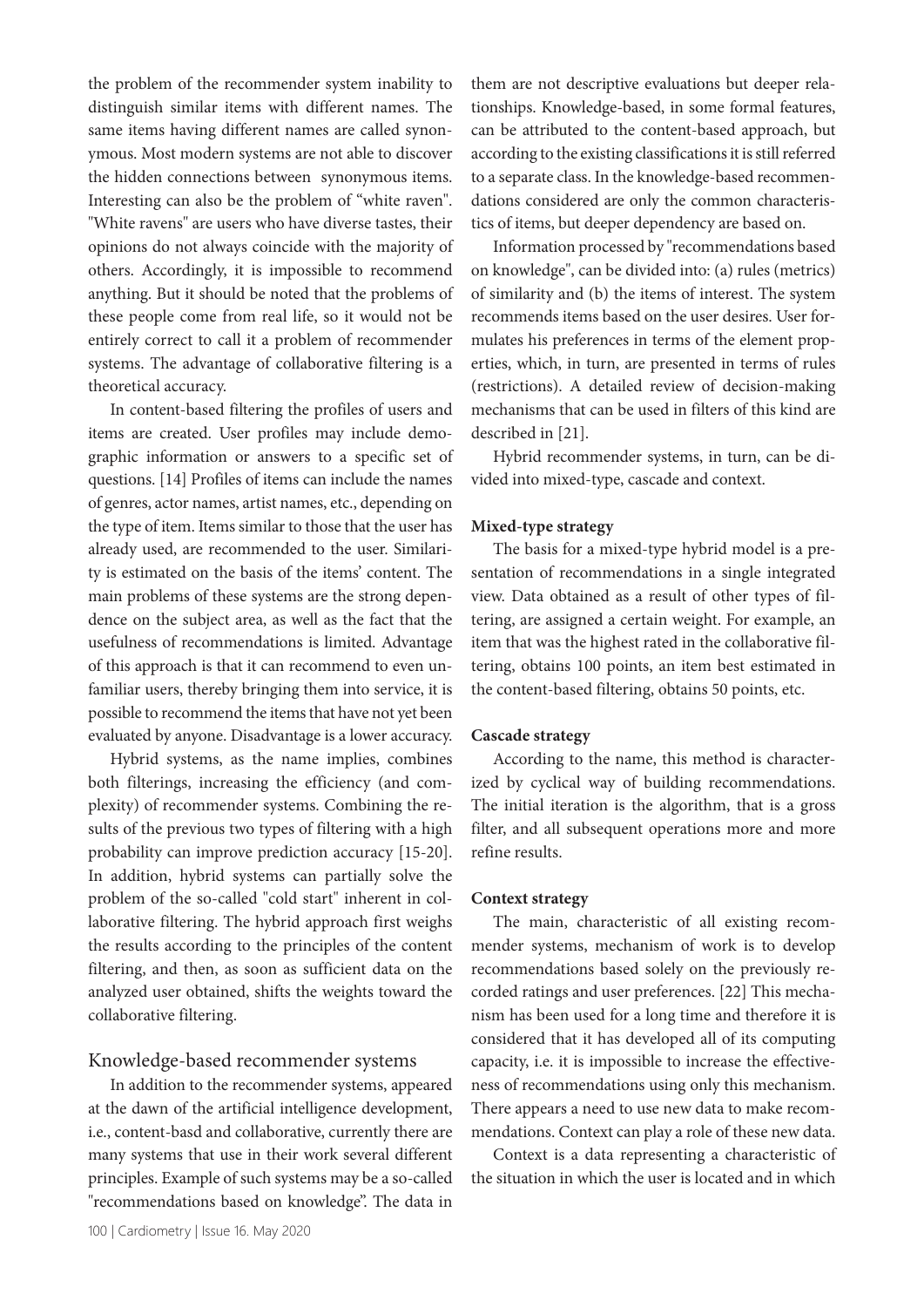the problem of the recommender system inability to distinguish similar items with different names. The same items having different names are called synonymous. Most modern systems are not able to discover the hidden connections between synonymous items. Interesting can also be the problem of "white raven". "White ravens" are users who have diverse tastes, their opinions do not always coincide with the majority of others. Accordingly, it is impossible to recommend anything. But it should be noted that the problems of these people come from real life, so it would not be entirely correct to call it a problem of recommender systems. The advantage of collaborative filtering is a theoretical accuracy.

In content-based filtering the profiles of users and items are created. User profiles may include demographic information or answers to a specific set of questions. [14] Profiles of items can include the names of genres, actor names, artist names, etc., depending on the type of item. Items similar to those that the user has already used, are recommended to the user. Similarity is estimated on the basis of the items' content. The main problems of these systems are the strong dependence on the subject area, as well as the fact that the usefulness of recommendations is limited. Advantage of this approach is that it can recommend to even unfamiliar users, thereby bringing them into service, it is possible to recommend the items that have not yet been evaluated by anyone. Disadvantage is a lower accuracy.

Hybrid systems, as the name implies, combines both filterings, increasing the efficiency (and complexity) of recommender systems. Combining the results of the previous two types of filtering with a high probability can improve prediction accuracy [15-20]. In addition, hybrid systems can partially solve the problem of the so-called "cold start" inherent in collaborative filtering. The hybrid approach first weighs the results according to the principles of the content filtering, and then, as soon as sufficient data on the analyzed user obtained, shifts the weights toward the collaborative filtering.

## Knowledge-based recommender systems

In addition to the recommender systems, appeared at the dawn of the artificial intelligence development, i.e., content-basd and collaborative, currently there are many systems that use in their work several different principles. Example of such systems may be a so-called "recommendations based on knowledge". The data in them are not descriptive evaluations but deeper relationships. Knowledge-based, in some formal features, can be attributed to the content-based approach, but according to the existing classifications it is still referred to a separate class. In the knowledge-based recommendations considered are only the common characteristics of items, but deeper dependency are based on.

Information processed by "recommendations based on knowledge", can be divided into: (a) rules (metrics) of similarity and (b) the items of interest. The system recommends items based on the user desires. User formulates his preferences in terms of the element properties, which, in turn, are presented in terms of rules (restrictions). A detailed review of decision-making mechanisms that can be used in filters of this kind are described in [21].

Hybrid recommender systems, in turn, can be divided into mixed-type, cascade and context.

**Mixed-type strategy**

The basis for a mixed-type hybrid model is a presentation of recommendations in a single integrated view. Data obtained as a result of other types of filtering, are assigned a certain weight. For example, an item that was the highest rated in the collaborative filtering, obtains 100 points, an item best estimated in the content-based filtering, obtains 50 points, etc.

**Cascade strategy**

According to the name, this method is characterized by cyclical way of building recommendations. The initial iteration is the algorithm, that is a gross filter, and all subsequent operations more and more refine results.

**Context strategy**

The main, characteristic of all existing recommender systems, mechanism of work is to develop recommendations based solely on the previously recorded ratings and user preferences. [22] This mechanism has been used for a long time and therefore it is considered that it has developed all of its computing capacity, i.e. it is impossible to increase the effectiveness of recommendations using only this mechanism. There appears a need to use new data to make recommendations. Context can play a role of these new data.

Context is a data representing a characteristic of the situation in which the user is located and in which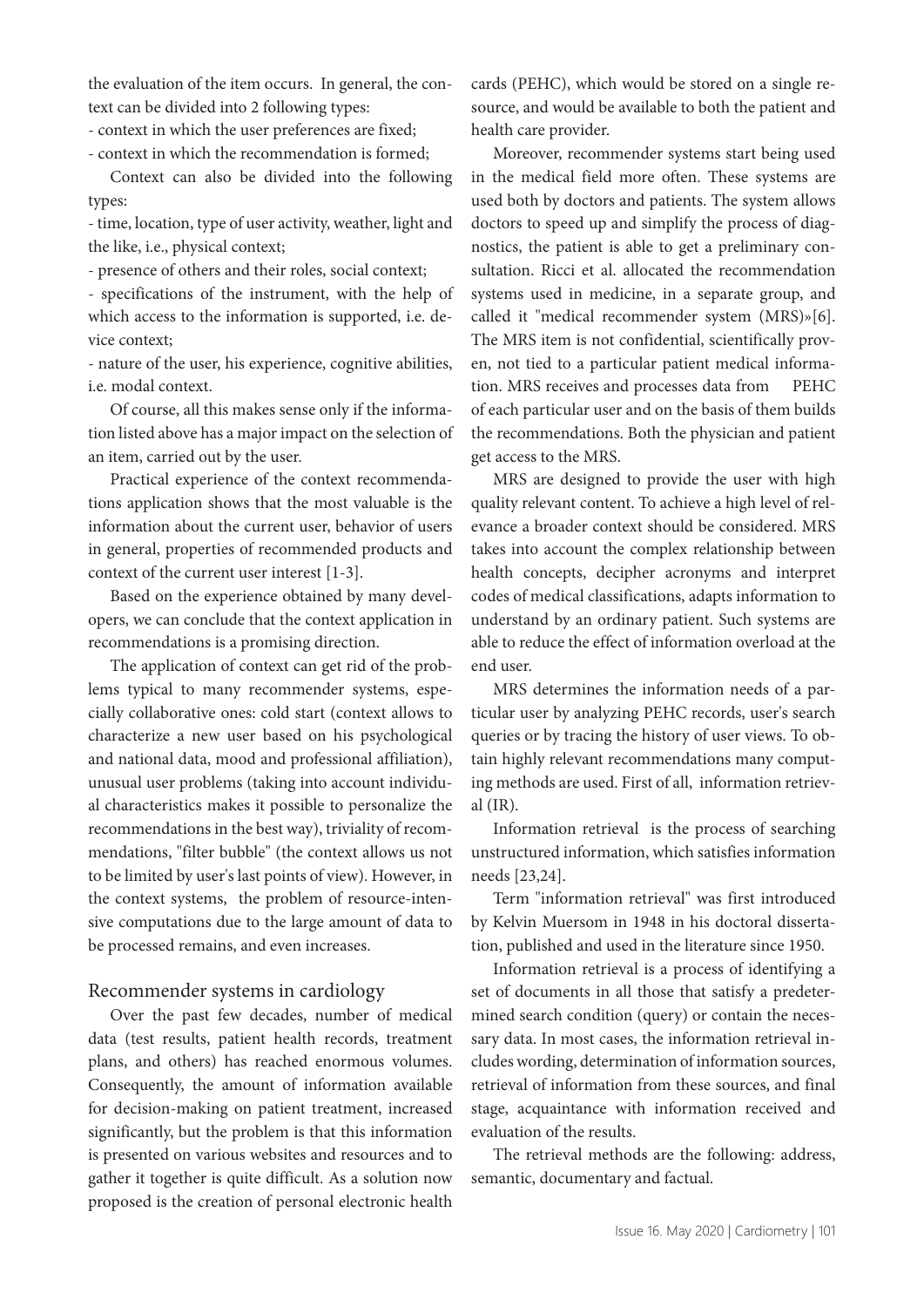the evaluation of the item occurs. In general, the context can be divided into 2 following types:

- context in which the user preferences are fixed;
- context in which the recommendation is formed;

Context can also be divided into the following types:

- time, location, type of user activity, weather, light and the like, i.e., physical context;
- presence of others and their roles, social context;
- specifications of the instrument, with the help of which access to the information is supported, i.e. device context;
- nature of the user, his experience, cognitive abilities, i.e. modal context.

Of course, all this makes sense only if the information listed above has a major impact on the selection of an item, carried out by the user.

Practical experience of the context recommendations application shows that the most valuable is the information about the current user, behavior of users in general, properties of recommended products and context of the current user interest [1-3].

Based on the experience obtained by many developers, we can conclude that the context application in recommendations is a promising direction.

The application of context can get rid of the problems typical to many recommender systems, especially collaborative ones: cold start (context allows to characterize a new user based on his psychological and national data, mood and professional affiliation), unusual user problems (taking into account individual characteristics makes it possible to personalize the recommendations in the best way), triviality of recommendations, "filter bubble" (the context allows us not to be limited by user's last points of view). However, in the context systems, the problem of resource-intensive computations due to the large amount of data to be processed remains, and even increases.

## Recommender systems in cardiology

Over the past few decades, number of medical data (test results, patient health records, treatment plans, and others) has reached enormous volumes. Consequently, the amount of information available for decision-making on patient treatment, increased significantly, but the problem is that this information is presented on various websites and resources and to gather it together is quite difficult. As a solution now proposed is the creation of personal electronic health cards (PEHC), which would be stored on a single resource, and would be available to both the patient and health care provider.

Moreover, recommender systems start being used in the medical field more often. These systems are used both by doctors and patients. The system allows doctors to speed up and simplify the process of diagnostics, the patient is able to get a preliminary consultation. Ricci et al. allocated the recommendation systems used in medicine, in a separate group, and called it "medical recommender system (MRS)»[6]. The MRS item is not confidential, scientifically proven, not tied to a particular patient medical information. MRS receives and processes data from PEHC of each particular user and on the basis of them builds the recommendations. Both the physician and patient get access to the MRS.

MRS are designed to provide the user with high quality relevant content. To achieve a high level of relevance a broader context should be considered. MRS takes into account the complex relationship between health concepts, decipher acronyms and interpret codes of medical classifications, adapts information to understand by an ordinary patient. Such systems are able to reduce the effect of information overload at the end user.

MRS determines the information needs of a particular user by analyzing PEHC records, user's search queries or by tracing the history of user views. To obtain highly relevant recommendations many computing methods are used. First of all, information retrieval (IR).

Information retrieval is the process of searching unstructured information, which satisfies information needs [23,24].

Term "information retrieval" was first introduced by Kelvin Muersom in 1948 in his doctoral dissertation, published and used in the literature since 1950.

Information retrieval is a process of identifying a set of documents in all those that satisfy a predetermined search condition (query) or contain the necessary data. In most cases, the information retrieval includes wording, determination of information sources, retrieval of information from these sources, and final stage, acquaintance with information received and evaluation of the results.

The retrieval methods are the following: address, semantic, documentary and factual.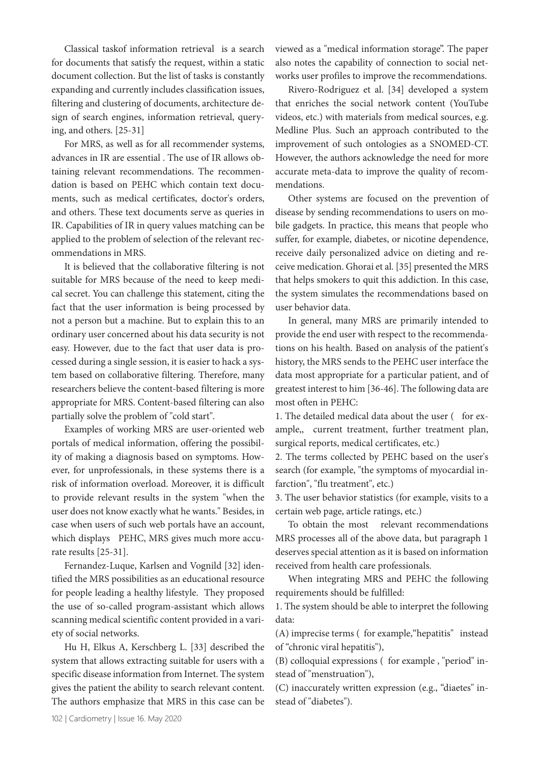Classical taskof information retrieval is a search for documents that satisfy the request, within a static document collection. But the list of tasks is constantly expanding and currently includes classification issues, filtering and clustering of documents, architecture design of search engines, information retrieval, querying, and others. [25-31]

For MRS, as well as for all recommender systems, advances in IR are essential . The use of IR allows obtaining relevant recommendations. The recommendation is based on PEHC which contain text documents, such as medical certificates, doctor's orders, and others. These text documents serve as queries in IR. Capabilities of IR in query values matching can be applied to the problem of selection of the relevant recommendations in MRS.

It is believed that the collaborative filtering is not suitable for MRS because of the need to keep medical secret. You can challenge this statement, citing the fact that the user information is being processed by not a person but a machine. But to explain this to an ordinary user concerned about his data security is not easy. However, due to the fact that user data is processed during a single session, it is easier to hack a system based on collaborative filtering. Therefore, many researchers believe the content-based filtering is more appropriate for MRS. Content-based filtering can also partially solve the problem of "cold start".

Examples of working MRS are user-oriented web portals of medical information, offering the possibility of making a diagnosis based on symptoms. However, for unprofessionals, in these systems there is a risk of information overload. Moreover, it is difficult to provide relevant results in the system "when the user does not know exactly what he wants." Besides, in case when users of such web portals have an account, which displays PEHC, MRS gives much more accurate results [25-31].

Fernandez-Luque, Karlsen and Vognild [32] identified the MRS possibilities as an educational resource for people leading a healthy lifestyle. They proposed the use of so-called program-assistant which allows scanning medical scientific content provided in a variety of social networks.

Hu H, Elkus A, Kerschberg L. [33] described the system that allows extracting suitable for users with a specific disease information from Internet. The system gives the patient the ability to search relevant content. The authors emphasize that MRS in this case can be viewed as a "medical information storage". The paper also notes the capability of connection to social networks user profiles to improve the recommendations.

Rivero-Rodriguez et al. [34] developed a system that enriches the social network content (YouTube videos, etc.) with materials from medical sources, e.g. Medline Plus. Such an approach contributed to the improvement of such ontologies as a SNOMED-CT. However, the authors acknowledge the need for more accurate meta-data to improve the quality of recommendations.

Other systems are focused on the prevention of disease by sending recommendations to users on mobile gadgets. In practice, this means that people who suffer, for example, diabetes, or nicotine dependence, receive daily personalized advice on dieting and receive medication. Ghorai et al. [35] presented the MRS that helps smokers to quit this addiction. In this case, the system simulates the recommendations based on user behavior data.

In general, many MRS are primarily intended to provide the end user with respect to the recommendations on his health. Based on analysis of the patient's history, the MRS sends to the PEHC user interface the data most appropriate for a particular patient, and of greatest interest to him [36-46]. The following data are most often in PEHC:

1. The detailed medical data about the user ( for example,, current treatment, further treatment plan, surgical reports, medical certificates, etc.)
2. The terms collected by PEHC based on the user's search (for example, "the symptoms of myocardial infarction", "flu treatment", etc.)
3. The user behavior statistics (for example, visits to a certain web page, article ratings, etc.)

To obtain the most relevant recommendations MRS processes all of the above data, but paragraph 1 deserves special attention as it is based on information received from health care professionals.

When integrating MRS and PEHC the following requirements should be fulfilled:

1. The system should be able to interpret the following data:

(A) imprecise terms ( for example,"hepatitis" instead of "chronic viral hepatitis"),

(B) colloquial expressions ( for example , "period" instead of "menstruation"),

(C) inaccurately written expression (e.g., "diaetes" instead of "diabetes").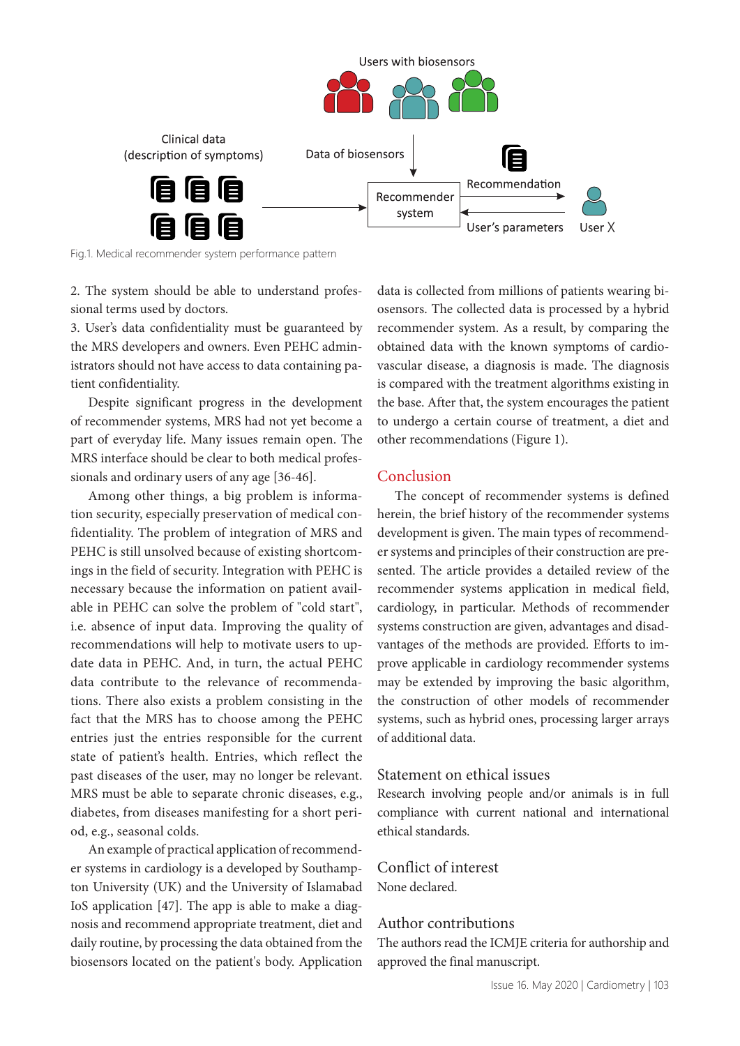Fig.1. Medical recommender system performance pattern

2. The system should be able to understand professional terms used by doctors.

3. User's data confidentiality must be guaranteed by the MRS developers and owners. Even PEHC administrators should not have access to data containing patient confidentiality.

Despite significant progress in the development of recommender systems, MRS had not yet become a part of everyday life. Many issues remain open. The MRS interface should be clear to both medical professionals and ordinary users of any age [36-46].

Among other things, a big problem is information security, especially preservation of medical confidentiality. The problem of integration of MRS and PEHC is still unsolved because of existing shortcomings in the field of security. Integration with PEHC is necessary because the information on patient available in PEHC can solve the problem of "cold start", i.e. absence of input data. Improving the quality of recommendations will help to motivate users to update data in PEHC. And, in turn, the actual PEHC data contribute to the relevance of recommendations. There also exists a problem consisting in the fact that the MRS has to choose among the PEHC entries just the entries responsible for the current state of patient's health. Entries, which reflect the past diseases of the user, may no longer be relevant. MRS must be able to separate chronic diseases, e.g., diabetes, from diseases manifesting for a short period, e.g., seasonal colds.

An example of practical application of recommender systems in cardiology is a developed by Southampton University (UK) and the University of Islamabad IoS application [47]. The app is able to make a diagnosis and recommend appropriate treatment, diet and daily routine, by processing the data obtained from the biosensors located on the patient's body. Application data is collected from millions of patients wearing biosensors. The collected data is processed by a hybrid recommender system. As a result, by comparing the obtained data with the known symptoms of cardiovascular disease, a diagnosis is made. The diagnosis is compared with the treatment algorithms existing in the base. After that, the system encourages the patient to undergo a certain course of treatment, a diet and other recommendations (Figure 1).

## Conclusion

The concept of recommender systems is defined herein, the brief history of the recommender systems development is given. The main types of recommender systems and principles of their construction are presented. The article provides a detailed review of the recommender systems application in medical field, cardiology, in particular. Methods of recommender systems construction are given, advantages and disadvantages of the methods are provided. Efforts to improve applicable in cardiology recommender systems may be extended by improving the basic algorithm, the construction of other models of recommender systems, such as hybrid ones, processing larger arrays of additional data.

## Statement on ethical issues

Research involving people and/or animals is in full compliance with current national and international ethical standards.

## Conflict of interest

None declared.

## Author contributions

The authors read the ICMJE criteria for authorship and approved the final manuscript.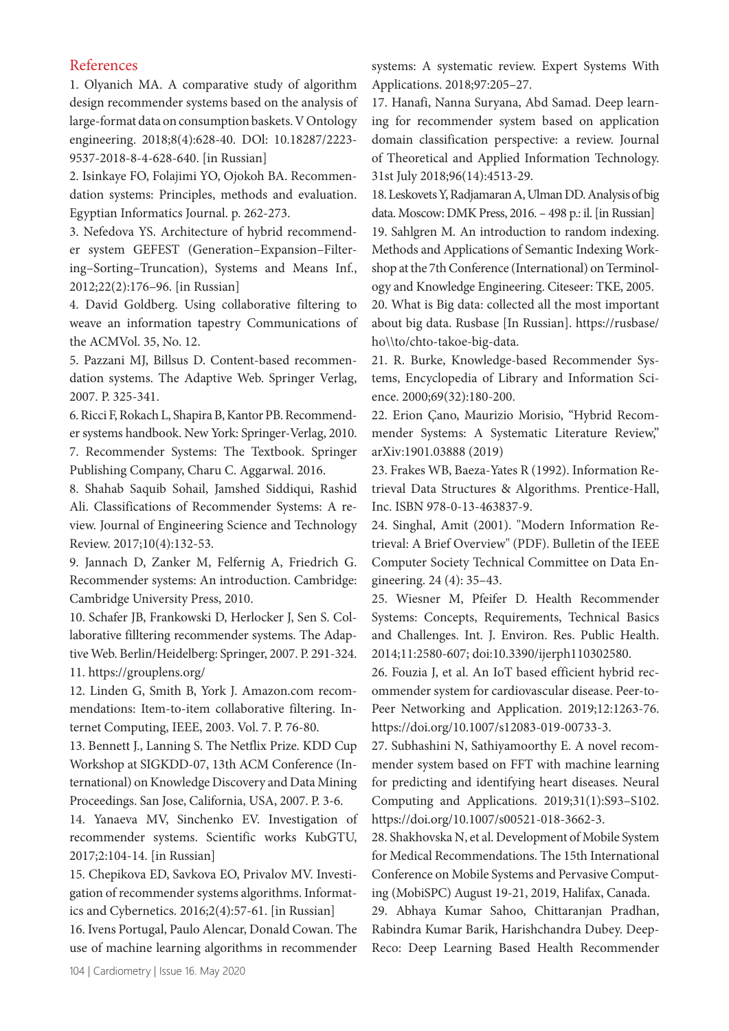## References

1. Olyanich MA. A comparative study of algorithm design recommender systems based on the analysis of large-format data on consumption baskets. V Ontology engineering. 2018;8(4):628-40. DOl: 10.18287/2223-9537-2018-8-4-628-640. [in Russian]
2. Isinkaye FO, Folajimi YO, Ojokoh BA. Recommendation systems: Principles, methods and evaluation. Egyptian Informatics Journal. p. 262-273.
3. Nefedova YS. Architecture of hybrid recommender system GEFEST (Generation–Expansion–Filtering–Sorting–Truncation), Systems and Means Inf., 2012;22(2):176–96. [in Russian]
4. David Goldberg. Using collaborative filtering to weave an information tapestry Communications of the ACMVol. 35, No. 12.
5. Pazzani MJ, Billsus D. Content-based recommendation systems. The Adaptive Web. Springer Verlag, 2007. P. 325-341.
6. Ricci F, Rokach L, Shapira B, Kantor PB. Recommender systems handbook. New York: Springer-Verlag, 2010.
7. Recommender Systems: The Textbook. Springer Publishing Company, Charu C. Aggarwal. 2016.
8. Shahab Saquib Sohail, Jamshed Siddiqui, Rashid Ali. Classifications of Recommender Systems: A review. Journal of Engineering Science and Technology Review. 2017;10(4):132-53.
9. Jannach D, Zanker M, Felfernig A, Friedrich G. Recommender systems: An introduction. Cambridge: Cambridge University Press, 2010.
10. Schafer JB, Frankowski D, Herlocker J, Sen S. Collaborative filltering recommender systems. The Adaptive Web. Berlin/Heidelberg: Springer, 2007. P. 291-324.
11. https://grouplens.org/
12. Linden G, Smith B, York J. Amazon.com recommendations: Item-to-item collaborative filtering. Internet Computing, IEEE, 2003. Vol. 7. P. 76-80.
13. Bennett J., Lanning S. The Netflix Prize. KDD Cup Workshop at SIGKDD-07, 13th ACM Conference (International) on Knowledge Discovery and Data Mining Proceedings. San Jose, California, USA, 2007. P. 3-6.
14. Yanaeva MV, Sinchenko EV. Investigation of recommender systems. Scientific works KubGTU, 2017;2:104-14. [in Russian]
15. Chepikova ED, Savkova EO, Privalov MV. Investigation of recommender systems algorithms. Informatics and Cybernetics. 2016;2(4):57-61. [in Russian]
16. Ivens Portugal, Paulo Alencar, Donald Cowan. The use of machine learning algorithms in recommender systems: A systematic review. Expert Systems With Applications. 2018;97:205–27.
17. Hanafi, Nanna Suryana, Abd Samad. Deep learning for recommender system based on application domain classification perspective: a review. Journal of Theoretical and Applied Information Technology. 31st July 2018;96(14):4513-29.
18. Leskovets Y, Radjamaran A, Ulman DD. Analysis of big data. Moscow: DMK Press, 2016. – 498 p.: il. [in Russian]
19. Sahlgren M. An introduction to random indexing. Methods and Applications of Semantic Indexing Workshop at the 7th Conference (International) on Terminology and Knowledge Engineering. Citeseer: TKE, 2005.
20. What is Big data: collected all the most important about big data. Rusbase [In Russian]. https://rusbase/ho\\to/chto-takoe-big-data.
21. R. Burke, Knowledge-based Recommender Systems, Encyclopedia of Library and Information Science. 2000;69(32):180-200.
22. Erion Çano, Maurizio Morisio, "Hybrid Recommender Systems: A Systematic Literature Review," arXiv:1901.03888 (2019)
23. Frakes WB, Baeza-Yates R (1992). Information Retrieval Data Structures & Algorithms. Prentice-Hall, Inc. ISBN 978-0-13-463837-9.
24. Singhal, Amit (2001). "Modern Information Retrieval: A Brief Overview" (PDF). Bulletin of the IEEE Computer Society Technical Committee on Data Engineering. 24 (4): 35–43.
25. Wiesner M, Pfeifer D. Health Recommender Systems: Concepts, Requirements, Technical Basics and Challenges. Int. J. Environ. Res. Public Health. 2014;11:2580-607; doi:10.3390/ijerph110302580.
26. Fouzia J, et al. An IoT based efficient hybrid recommender system for cardiovascular disease. Peer-to-Peer Networking and Application. 2019;12:1263-76. https://doi.org/10.1007/s12083-019-00733-3.
27. Subhashini N, Sathiyamoorthy E. A novel recommender system based on FFT with machine learning for predicting and identifying heart diseases. Neural Computing and Applications. 2019;31(1):S93–S102. https://doi.org/10.1007/s00521-018-3662-3.
28. Shakhovska N, et al. Development of Mobile System for Medical Recommendations. The 15th International Conference on Mobile Systems and Pervasive Computing (MobiSPC) August 19-21, 2019, Halifax, Canada.
29. Abhaya Kumar Sahoo, Chittaranjan Pradhan, Rabindra Kumar Barik, Harishchandra Dubey. DeepReco: Deep Learning Based Health Recommender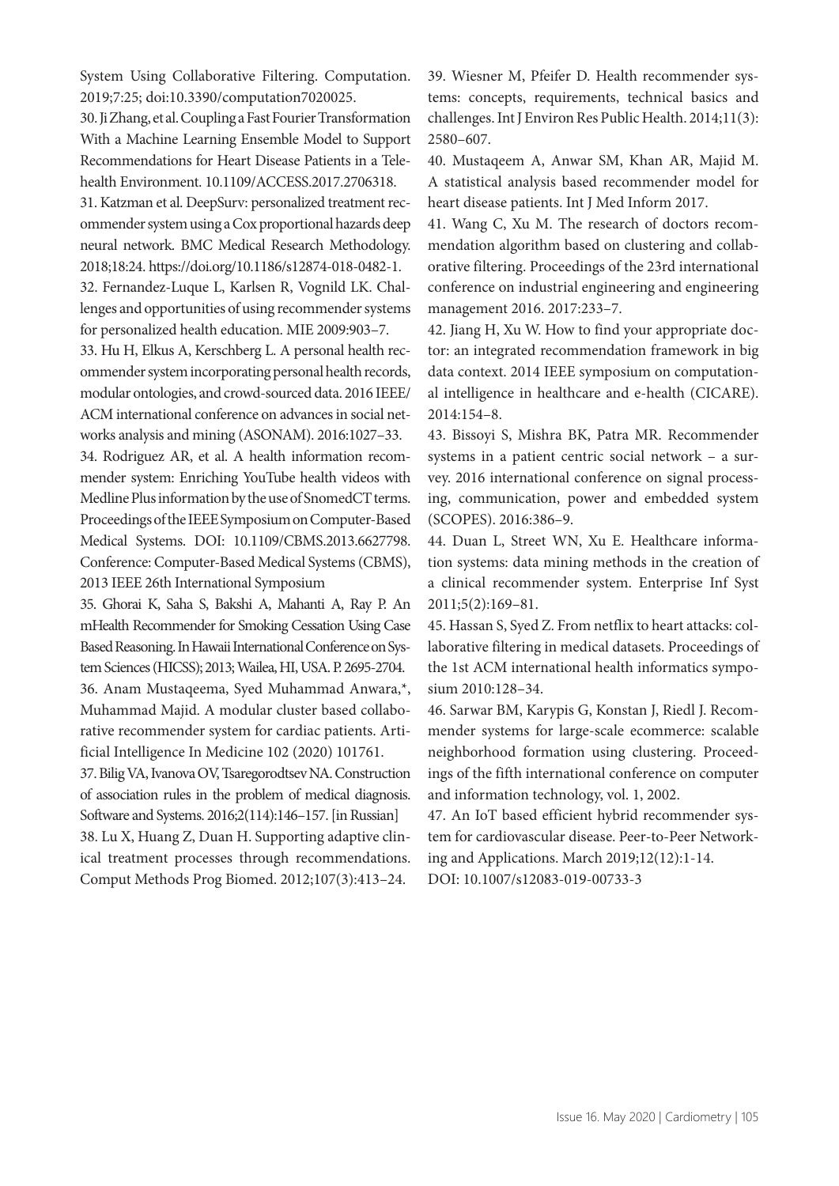System Using Collaborative Filtering. Computation. 2019;7:25; doi:10.3390/computation7020025.

30. Ji Zhang, et al. Coupling a Fast Fourier Transformation With a Machine Learning Ensemble Model to Support Recommendations for Heart Disease Patients in a Telehealth Environment. 10.1109/ACCESS.2017.2706318.

31. Katzman et al. DeepSurv: personalized treatment recommender system using a Cox proportional hazards deep neural network. BMC Medical Research Methodology. 2018;18:24. https://doi.org/10.1186/s12874-018-0482-1.

32. Fernandez-Luque L, Karlsen R, Vognild LK. Challenges and opportunities of using recommender systems for personalized health education. MIE 2009:903–7.

33. Hu H, Elkus A, Kerschberg L. A personal health recommender system incorporating personal health records, modular ontologies, and crowd-sourced data. 2016 IEEE/ACM international conference on advances in social networks analysis and mining (ASONAM). 2016:1027–33.

34. Rodriguez AR, et al. A health information recommender system: Enriching YouTube health videos with Medline Plus information by the use of SnomedCT terms. Proceedings of the IEEE Symposium on Computer-Based Medical Systems. DOI: 10.1109/CBMS.2013.6627798. Conference: Computer-Based Medical Systems (CBMS), 2013 IEEE 26th International Symposium

35. Ghorai K, Saha S, Bakshi A, Mahanti A, Ray P. An mHealth Recommender for Smoking Cessation Using Case Based Reasoning. In Hawaii International Conference on System Sciences (HICSS); 2013; Wailea, HI, USA. P. 2695-2704.

36. Anam Mustaqeema, Syed Muhammad Anwara,*, Muhammad Majid. A modular cluster based collaborative recommender system for cardiac patients. Artificial Intelligence In Medicine 102 (2020) 101761.

37. Bilig VA, Ivanova OV, Tsaregorodtsev NA. Construction of association rules in the problem of medical diagnosis. Software and Systems. 2016;2(114):146–157. [in Russian]

38. Lu X, Huang Z, Duan H. Supporting adaptive clinical treatment processes through recommendations. Comput Methods Prog Biomed. 2012;107(3):413–24.

39. Wiesner M, Pfeifer D. Health recommender systems: concepts, requirements, technical basics and challenges. Int J Environ Res Public Health. 2014;11(3): 2580–607.

40. Mustaqeem A, Anwar SM, Khan AR, Majid M. A statistical analysis based recommender model for heart disease patients. Int J Med Inform 2017.

41. Wang C, Xu M. The research of doctors recommendation algorithm based on clustering and collaborative filtering. Proceedings of the 23rd international conference on industrial engineering and engineering management 2016. 2017:233–7.

42. Jiang H, Xu W. How to find your appropriate doctor: an integrated recommendation framework in big data context. 2014 IEEE symposium on computational intelligence in healthcare and e-health (CICARE). 2014:154–8.

43. Bissoyi S, Mishra BK, Patra MR. Recommender systems in a patient centric social network – a survey. 2016 international conference on signal processing, communication, power and embedded system (SCOPES). 2016:386–9.

44. Duan L, Street WN, Xu E. Healthcare information systems: data mining methods in the creation of a clinical recommender system. Enterprise Inf Syst 2011;5(2):169–81.

45. Hassan S, Syed Z. From netflix to heart attacks: collaborative filtering in medical datasets. Proceedings of the 1st ACM international health informatics symposium 2010:128–34.

46. Sarwar BM, Karypis G, Konstan J, Riedl J. Recommender systems for large-scale ecommerce: scalable neighborhood formation using clustering. Proceedings of the fifth international conference on computer and information technology, vol. 1, 2002.

47. An IoT based efficient hybrid recommender system for cardiovascular disease. Peer-to-Peer Networking and Applications. March 2019;12(12):1-14. DOI: 10.1007/s12083-019-00733-3